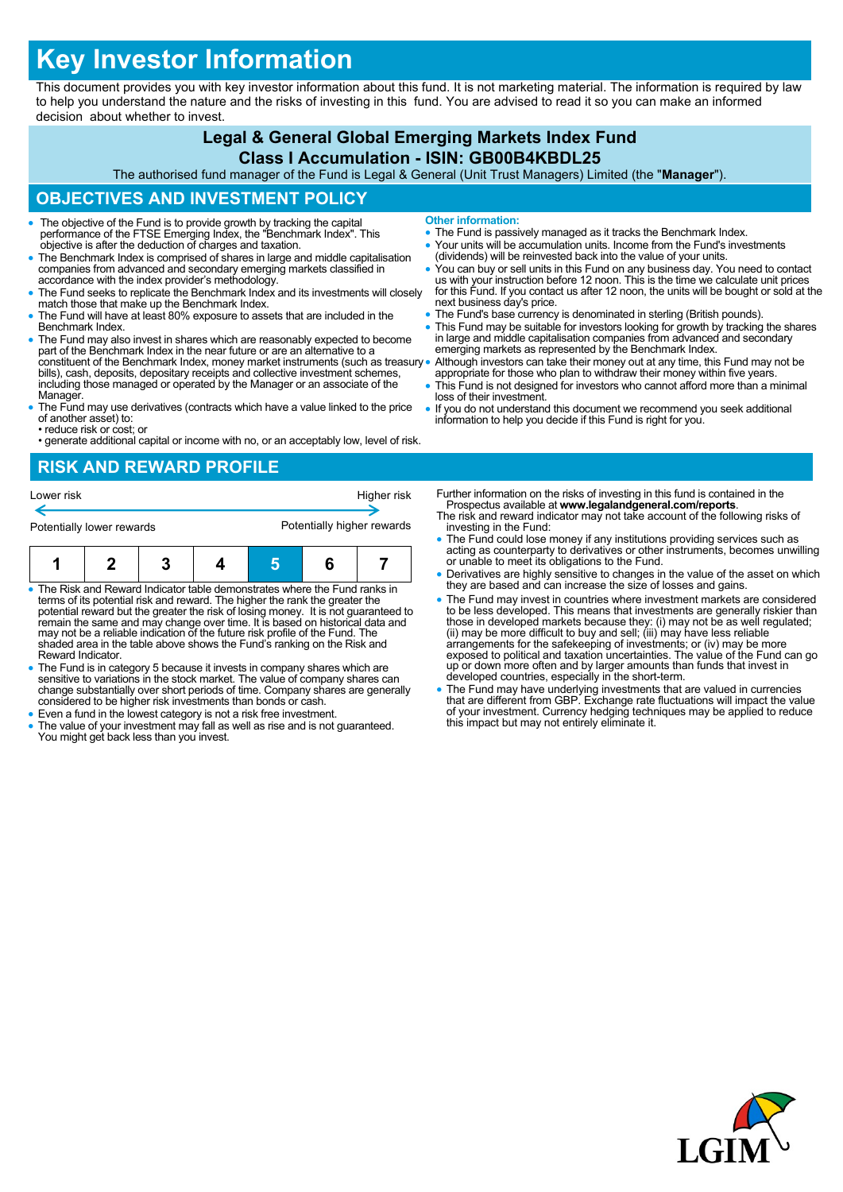# Key Investor Information

This document provides you with key investor information about this fund. It is not marketing material. The information is required by law to help you understand the nature and the risks of investing in this fund. You are advised to read it so you can make an informed decision about whether to invest.

## Legal & General Global Emerging Markets Index Fund
## Class I Accumulation - ISIN: GB00B4KBDL25

The authorised fund manager of the Fund is Legal & General (Unit Trust Managers) Limited (the "**Manager**").

## OBJECTIVES AND INVESTMENT POLICY

- The objective of the Fund is to provide growth by tracking the capital performance of the FTSE Emerging Index, the "Benchmark Index". This objective is after the deduction of charges and taxation.
- The Benchmark Index is comprised of shares in large and middle capitalisation companies from advanced and secondary emerging markets classified in accordance with the index provider's methodology.
- The Fund seeks to replicate the Benchmark Index and its investments will closely match those that make up the Benchmark Index.
- The Fund will have at least 80% exposure to assets that are included in the Benchmark Index.
- The Fund may also invest in shares which are reasonably expected to become part of the Benchmark Index in the near future or are an alternative to a constituent of the Benchmark Index, money market instruments (such as treasury bills), cash, deposits, depositary receipts and collective investment schemes, including those managed or operated by the Manager or an associate of the Manager.
- The Fund may use derivatives (contracts which have a value linked to the price of another asset) to:
  • reduce risk or cost; or
  • generate additional capital or income with no, or an acceptably low, level of risk.

**Other information:**

- The Fund is passively managed as it tracks the Benchmark Index.
- Your units will be accumulation units. Income from the Fund's investments (dividends) will be reinvested back into the value of your units.
- You can buy or sell units in this Fund on any business day. You need to contact us with your instruction before 12 noon. This is the time we calculate unit prices for this Fund. If you contact us after 12 noon, the units will be bought or sold at the next business day's price.
- The Fund's base currency is denominated in sterling (British pounds).
- This Fund may be suitable for investors looking for growth by tracking the shares in large and middle capitalisation companies from advanced and secondary emerging markets as represented by the Benchmark Index.
- Although investors can take their money out at any time, this Fund may not be appropriate for those who plan to withdraw their money within five years.
- This Fund is not designed for investors who cannot afford more than a minimal loss of their investment.
- If you do not understand this document we recommend you seek additional information to help you decide if this Fund is right for you.

## RISK AND REWARD PROFILE

| Lower risk | | | | | | Higher risk |
|---|---|---|---|---|---|---|
| Potentially lower rewards | | | | | | Potentially higher rewards |
| 1 | 2 | 3 | 4 | **5** | 6 | 7 |

- The Risk and Reward Indicator table demonstrates where the Fund ranks in terms of its potential risk and reward. The higher the rank the greater the potential reward but the greater the risk of losing money. It is not guaranteed to remain the same and may change over time. It is based on historical data and may not be a reliable indication of the future risk profile of the Fund. The shaded area in the table above shows the Fund's ranking on the Risk and Reward Indicator.
- The Fund is in category 5 because it invests in company shares which are sensitive to variations in the stock market. The value of company shares can change substantially over short periods of time. Company shares are generally considered to be higher risk investments than bonds or cash.
- Even a fund in the lowest category is not a risk free investment.
- The value of your investment may fall as well as rise and is not guaranteed. You might get back less than you invest.

Further information on the risks of investing in this fund is contained in the Prospectus available at **www.legalandgeneral.com/reports**.

The risk and reward indicator may not take account of the following risks of investing in the Fund:

- The Fund could lose money if any institutions providing services such as acting as counterparty to derivatives or other instruments, becomes unwilling or unable to meet its obligations to the Fund.
- Derivatives are highly sensitive to changes in the value of the asset on which they are based and can increase the size of losses and gains.
- The Fund may invest in countries where investment markets are considered to be less developed. This means that investments are generally riskier than those in developed markets because they: (i) may not be as well regulated; (ii) may be more difficult to buy and sell; (iii) may have less reliable arrangements for the safekeeping of investments; or (iv) may be more exposed to political and taxation uncertainties. The value of the Fund can go up or down more often and by larger amounts than funds that invest in developed countries, especially in the short-term.
- The Fund may have underlying investments that are valued in currencies that are different from GBP. Exchange rate fluctuations will impact the value of your investment. Currency hedging techniques may be applied to reduce this impact but may not entirely eliminate it.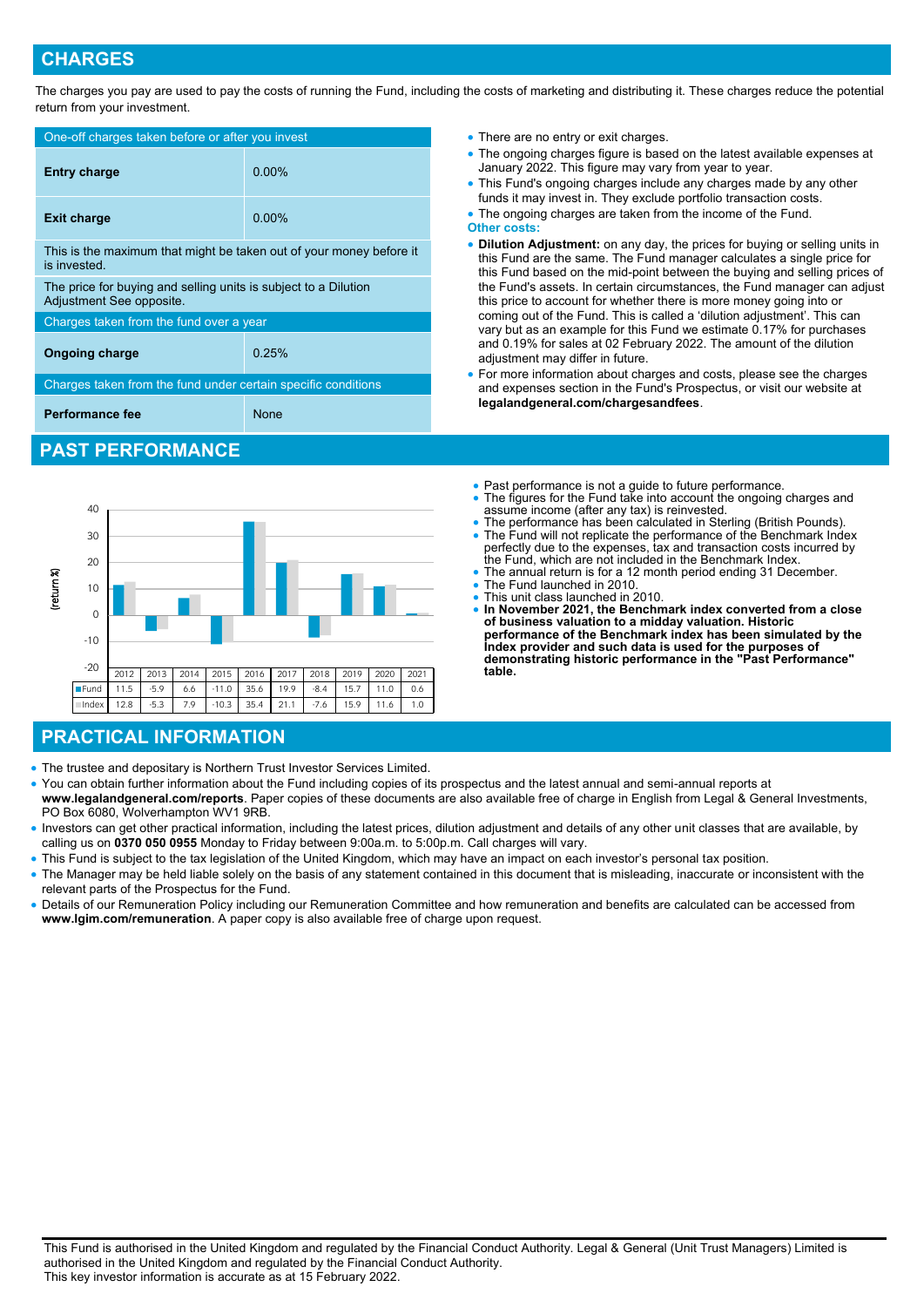## CHARGES

The charges you pay are used to pay the costs of running the Fund, including the costs of marketing and distributing it. These charges reduce the potential return from your investment.

| One-off charges taken before or after you invest | |
|---|---|
| **Entry charge** | 0.00% |
| **Exit charge** | 0.00% |
| This is the maximum that might be taken out of your money before it is invested. | |
| The price for buying and selling units is subject to a Dilution Adjustment See opposite. | |
| **Charges taken from the fund over a year** | |
| **Ongoing charge** | 0.25% |
| **Charges taken from the fund under certain specific conditions** | |
| **Performance fee** | None |

- There are no entry or exit charges.
- The ongoing charges figure is based on the latest available expenses at January 2022. This figure may vary from year to year.
- This Fund's ongoing charges include any charges made by any other funds it may invest in. They exclude portfolio transaction costs.
- The ongoing charges are taken from the income of the Fund.

**Other costs:**

- **Dilution Adjustment:** on any day, the prices for buying or selling units in this Fund are the same. The Fund manager calculates a single price for this Fund based on the mid-point between the buying and selling prices of the Fund's assets. In certain circumstances, the Fund manager can adjust this price to account for whether there is more money going into or coming out of the Fund. This is called a 'dilution adjustment'. This can vary but as an example for this Fund we estimate 0.17% for purchases and 0.19% for sales at 02 February 2022. The amount of the dilution adjustment may differ in future.
- For more information about charges and costs, please see the charges and expenses section in the Fund's Prospectus, or visit our website at **legalandgeneral.com/chargesandfees**.

## PAST PERFORMANCE

(return %)

40
30
20
10
0
-10
-20

2012 2013 2014 2015 2016 2017 2018 2019 2020 2021

Fund: 11.5 -5.9 6.6 -11.0 35.6 19.9 -8.4 15.7 11.0 0.6

Index: 12.8 -5.3 7.9 -10.3 35.4 21.1 -7.6 15.9 11.6 1.0

- Past performance is not a guide to future performance.
- The figures for the Fund take into account the ongoing charges and assume income (after any tax) is reinvested.
- The performance has been calculated in Sterling (British Pounds).
- The Fund will not replicate the performance of the Benchmark Index perfectly due to the expenses, tax and transaction costs incurred by the Fund, which are not included in the Benchmark Index.
- The annual return is for a 12 month period ending 31 December.
- The Fund launched in 2010.
- This unit class launched in 2010.
- **In November 2021, the Benchmark index converted from a close of business valuation to a midday valuation. Historic performance of the Benchmark index has been simulated by the Index provider and such data is used for the purposes of demonstrating historic performance in the "Past Performance" table.**

## PRACTICAL INFORMATION

- The trustee and depositary is Northern Trust Investor Services Limited.
- You can obtain further information about the Fund including copies of its prospectus and the latest annual and semi-annual reports at **www.legalandgeneral.com/reports**. Paper copies of these documents are also available free of charge in English from Legal & General Investments, PO Box 6080, Wolverhampton WV1 9RB.
- Investors can get other practical information, including the latest prices, dilution adjustment and details of any other unit classes that are available, by calling us on **0370 050 0955** Monday to Friday between 9:00a.m. to 5:00p.m. Call charges will vary.
- This Fund is subject to the tax legislation of the United Kingdom, which may have an impact on each investor's personal tax position.
- The Manager may be held liable solely on the basis of any statement contained in this document that is misleading, inaccurate or inconsistent with the relevant parts of the Prospectus for the Fund.
- Details of our Remuneration Policy including our Remuneration Committee and how remuneration and benefits are calculated can be accessed from **www.lgim.com/remuneration**. A paper copy is also available free of charge upon request.

This Fund is authorised in the United Kingdom and regulated by the Financial Conduct Authority. Legal & General (Unit Trust Managers) Limited is authorised in the United Kingdom and regulated by the Financial Conduct Authority.
This key investor information is accurate as at 15 February 2022.